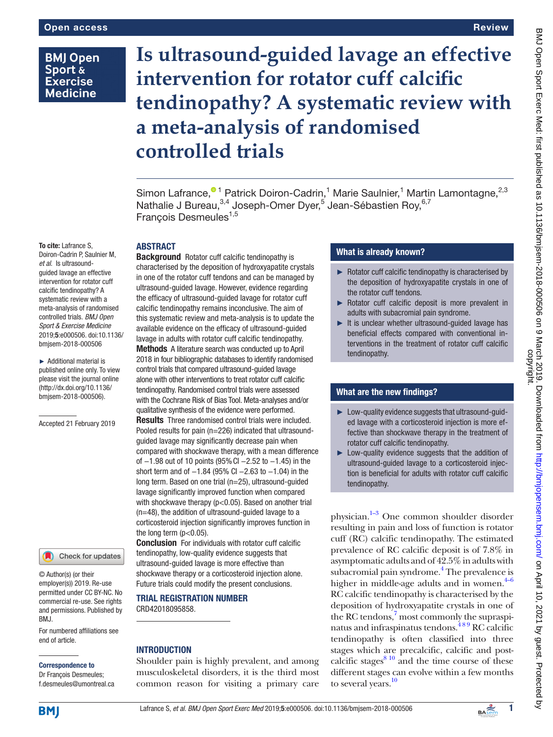# Is ultrasound-guided lavage an effective intervention for rotator cuff calcific tendinopathy? A systematic review with a meta-analysis of randomised controlled trials

Simon Lafrance,[1] Patrick Doiron-Cadrin,[1] Marie Saulnier,[1] Martin Lamontagne,[2,3] Nathalie J Bureau,[3,4] Joseph-Omer Dyer,[5] Jean-Sébastien Roy,[6,7] François Desmeules[1,5]

**To cite:** Lafrance S, Doiron-Cadrin P, Saulnier M, *et al*. Is ultrasound-guided lavage an effective intervention for rotator cuff calcific tendinopathy? A systematic review with a meta-analysis of randomised controlled trials. *BMJ Open Sport & Exercise Medicine* 2019;**5**:e000506. doi:10.1136/bmjsem-2018-000506

► Additional material is published online only. To view please visit the journal online (http://dx.doi.org/10.1136/bmjsem-2018-000506).

Accepted 21 February 2019

© Author(s) (or their employer(s)) 2019. Re-use permitted under CC BY-NC. No commercial re-use. See rights and permissions. Published by BMJ.

For numbered affiliations see end of article.

**Correspondence to**
Dr François Desmeules; f.desmeules@umontreal.ca

## ABSTRACT

**Background** Rotator cuff calcific tendinopathy is characterised by the deposition of hydroxyapatite crystals in one of the rotator cuff tendons and can be managed by ultrasound-guided lavage. However, evidence regarding the efficacy of ultrasound-guided lavage for rotator cuff calcific tendinopathy remains inconclusive. The aim of this systematic review and meta-analysis is to update the available evidence on the efficacy of ultrasound-guided lavage in adults with rotator cuff calcific tendinopathy.

**Methods** A literature search was conducted up to April 2018 in four bibliographic databases to identify randomised control trials that compared ultrasound-guided lavage alone with other interventions to treat rotator cuff calcific tendinopathy. Randomised control trials were assessed with the Cochrane Risk of Bias Tool. Meta-analyses and/or qualitative synthesis of the evidence were performed.

**Results** Three randomised control trials were included. Pooled results for pain (n=226) indicated that ultrasound-guided lavage may significantly decrease pain when compared with shockwave therapy, with a mean difference of −1.98 out of 10 points (95% CI −2.52 to −1.45) in the short term and of −1.84 (95% CI −2.63 to −1.04) in the long term. Based on one trial (n=25), ultrasound-guided lavage significantly improved function when compared with shockwave therapy ($p<0.05$). Based on another trial (n=48), the addition of ultrasound-guided lavage to a corticosteroid injection significantly improves function in the long term ($p<0.05$).

**Conclusion** For individuals with rotator cuff calcific tendinopathy, low-quality evidence suggests that ultrasound-guided lavage is more effective than shockwave therapy or a corticosteroid injection alone. Future trials could modify the present conclusions.

**TRIAL REGISTRATION NUMBER**
CRD42018095858.

### What is already known?

- Rotator cuff calcific tendinopathy is characterised by the deposition of hydroxyapatite crystals in one of the rotator cuff tendons.
- Rotator cuff calcific deposit is more prevalent in adults with subacromial pain syndrome.
- It is unclear whether ultrasound-guided lavage has beneficial effects compared with conventional interventions in the treatment of rotator cuff calcific tendinopathy.

### What are the new findings?

- Low-quality evidence suggests that ultrasound-guided lavage with a corticosteroid injection is more effective than shockwave therapy in the treatment of rotator cuff calcific tendinopathy.
- Low-quality evidence suggests that the addition of ultrasound-guided lavage to a corticosteroid injection is beneficial for adults with rotator cuff calcific tendinopathy.

## INTRODUCTION

Shoulder pain is highly prevalent, and among musculoskeletal disorders, it is the third most common reason for visiting a primary care physician.[1–3] One common shoulder disorder resulting in pain and loss of function is rotator cuff (RC) calcific tendinopathy. The estimated prevalence of RC calcific deposit is of 7.8% in asymptomatic adults and of 42.5% in adults with subacromial pain syndrome.[4] The prevalence is higher in middle-age adults and in women.[4–6] RC calcific tendinopathy is characterised by the deposition of hydroxyapatite crystals in one of the RC tendons,[7] most commonly the supraspinatus and infraspinatus tendons.[4,8,9] RC calcific tendinopathy is often classified into three stages which are precalcific, calcific and postcalcific stages[8,10] and the time course of these different stages can evolve within a few months to several years.[10]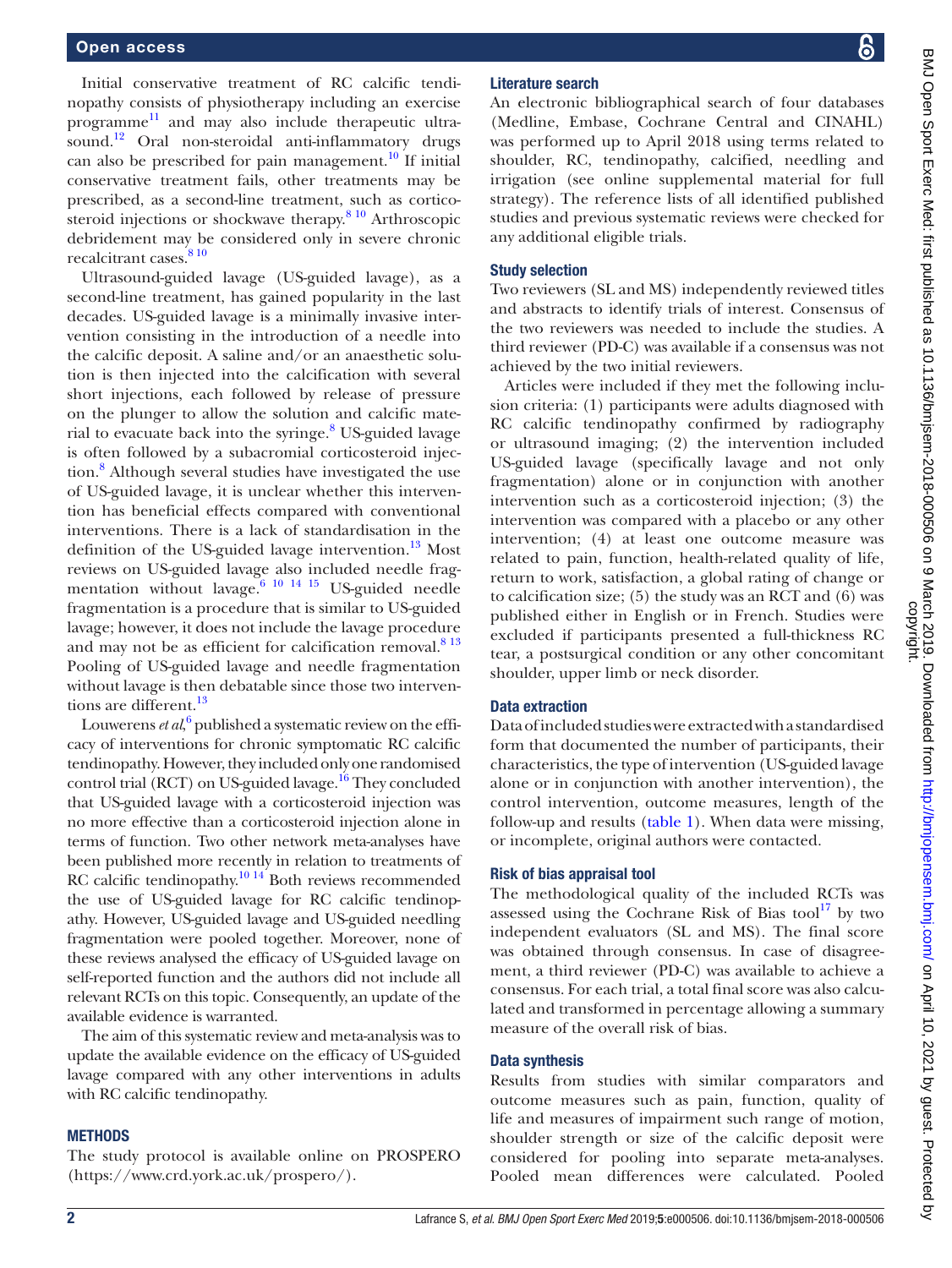Initial conservative treatment of RC calcific tendinopathy consists of physiotherapy including an exercise programme[11] and may also include therapeutic ultrasound.[12] Oral non-steroidal anti-inflammatory drugs can also be prescribed for pain management.[10] If initial conservative treatment fails, other treatments may be prescribed, as a second-line treatment, such as corticosteroid injections or shockwave therapy.[8,10] Arthroscopic debridement may be considered only in severe chronic recalcitrant cases.[8,10]

Ultrasound-guided lavage (US-guided lavage), as a second-line treatment, has gained popularity in the last decades. US-guided lavage is a minimally invasive intervention consisting in the introduction of a needle into the calcific deposit. A saline and/or an anaesthetic solution is then injected into the calcification with several short injections, each followed by release of pressure on the plunger to allow the solution and calcific material to evacuate back into the syringe.[8] US-guided lavage is often followed by a subacromial corticosteroid injection.[8] Although several studies have investigated the use of US-guided lavage, it is unclear whether this intervention has beneficial effects compared with conventional interventions. There is a lack of standardisation in the definition of the US-guided lavage intervention.[13] Most reviews on US-guided lavage also included needle fragmentation without lavage.[6,10,14,15] US-guided needle fragmentation is a procedure that is similar to US-guided lavage; however, it does not include the lavage procedure and may not be as efficient for calcification removal.[8,13] Pooling of US-guided lavage and needle fragmentation without lavage is then debatable since those two interventions are different.[13]

Louwerens *et al*,[6] published a systematic review on the efficacy of interventions for chronic symptomatic RC calcific tendinopathy. However, they included only one randomised control trial (RCT) on US-guided lavage.[16] They concluded that US-guided lavage with a corticosteroid injection was no more effective than a corticosteroid injection alone in terms of function. Two other network meta-analyses have been published more recently in relation to treatments of RC calcific tendinopathy.[10,14] Both reviews recommended the use of US-guided lavage for RC calcific tendinopathy. However, US-guided lavage and US-guided needling fragmentation were pooled together. Moreover, none of these reviews analysed the efficacy of US-guided lavage on self-reported function and the authors did not include all relevant RCTs on this topic. Consequently, an update of the available evidence is warranted.

The aim of this systematic review and meta-analysis was to update the available evidence on the efficacy of US-guided lavage compared with any other interventions in adults with RC calcific tendinopathy.

## METHODS

The study protocol is available online on PROSPERO (https://www.crd.york.ac.uk/prospero/).

### Literature search

An electronic bibliographical search of four databases (Medline, Embase, Cochrane Central and CINAHL) was performed up to April 2018 using terms related to shoulder, RC, tendinopathy, calcified, needling and irrigation (see online supplemental material for full strategy). The reference lists of all identified published studies and previous systematic reviews were checked for any additional eligible trials.

### Study selection

Two reviewers (SL and MS) independently reviewed titles and abstracts to identify trials of interest. Consensus of the two reviewers was needed to include the studies. A third reviewer (PD-C) was available if a consensus was not achieved by the two initial reviewers.

Articles were included if they met the following inclusion criteria: (1) participants were adults diagnosed with RC calcific tendinopathy confirmed by radiography or ultrasound imaging; (2) the intervention included US-guided lavage (specifically lavage and not only fragmentation) alone or in conjunction with another intervention such as a corticosteroid injection; (3) the intervention was compared with a placebo or any other intervention; (4) at least one outcome measure was related to pain, function, health-related quality of life, return to work, satisfaction, a global rating of change or to calcification size; (5) the study was an RCT and (6) was published either in English or in French. Studies were excluded if participants presented a full-thickness RC tear, a postsurgical condition or any other concomitant shoulder, upper limb or neck disorder.

### Data extraction

Data of included studies were extracted with a standardised form that documented the number of participants, their characteristics, the type of intervention (US-guided lavage alone or in conjunction with another intervention), the control intervention, outcome measures, length of the follow-up and results (table 1). When data were missing, or incomplete, original authors were contacted.

### Risk of bias appraisal tool

The methodological quality of the included RCTs was assessed using the Cochrane Risk of Bias tool[17] by two independent evaluators (SL and MS). The final score was obtained through consensus. In case of disagreement, a third reviewer (PD-C) was available to achieve a consensus. For each trial, a total final score was also calculated and transformed in percentage allowing a summary measure of the overall risk of bias.

### Data synthesis

Results from studies with similar comparators and outcome measures such as pain, function, quality of life and measures of impairment such range of motion, shoulder strength or size of the calcific deposit were considered for pooling into separate meta-analyses. Pooled mean differences were calculated. Pooled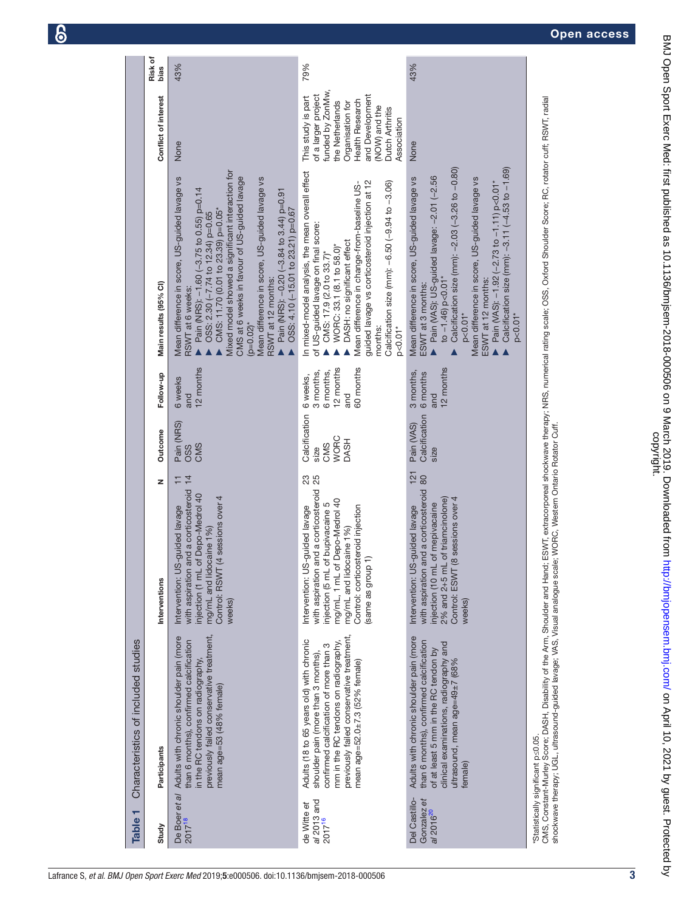**Table 1** Characteristics of included studies

| Study | Participants | Interventions | N | Outcome | Follow-up | Main results (95% CI) | Conflict of interest | Risk of bias |
|---|---|---|---|---|---|---|---|---|
| De Boer *et al* 2017[18] | Adults with chronic shoulder pain (more than 6 months), confirmed calcification in the RC tendons on radiography, previously failed conservative treatment, mean age=53 (48% female) | Intervention: US-guided lavage with aspiration and a corticosteroid injection (1 mL of Depo-Medrol 40 mg/mL and lidocaine 1%)<br>Control: RSWT (4 sessions over 4 weeks) | 11<br>14 | Pain (NRS)<br>OSS<br>CMS | 6 weeks and 12 months | Mean difference in score, US-guided lavage vs RSWT at 6 weeks:<br>▲ Pain (NRS): −1.60 (−3.75 to 0.55) p=0.14<br>▲ OSS: 2.30 (−7.74 to 12.34) p=0.65<br>▲ CMS: 11.70 (0.01 to 23.39) p=0.05*<br>Mixed model showed a significant interaction for CMS at 6 weeks in favour of US-guided lavage (p=0.02)*<br>Mean difference in score, US-guided lavage vs RSWT at 12 months:<br>▲ Pain (NRS): −0.20 (−3.84 to 3.44) p=0.91<br>▲ OSS: 4.10 (−15.01 to 23.21) p=0.67 | None | 43% |
| de Witte *et al* 2013 and 2017[16] | Adults (18 to 65 years old) with chronic shoulder pain (more than 3 months), confirmed calcification of more than 3 mm in the RC tendons on radiography, previously failed conservative treatment, mean age=52.0±7.3 (52% female) | Intervention: US-guided lavage with aspiration and a corticosteroid injection (5 mL of bupivacaine 5 mg/mL, 1 mL of Depo-Medrol 40 mg/mL and lidocaine 1%)<br>Control: corticosteroid injection (same as group 1) | 23<br>25 | Calcification size<br>CMS<br>WORC<br>DASH | 6 weeks, 3 months, 6 months, 12 months and 60 months | In mixed-model analysis, the mean overall effect of US-guided lavage on final score:<br>▲ CMS: 17.9 (2.0 to 33.7)*<br>▲ WORC: 33.1 (8.1 to 58.0)*<br>▲ DASH: no significant effect<br>Mean difference in change-from-baseline US-guided lavage vs corticosteroid injection at 12 months:<br>Calcification size (mm): −6.50 (−9.94 to −3.06) p<0.01* | This study is part of a larger project funded by ZonMw, the Netherlands Organisation for Health Research and Development (NOW) and the Dutch Arthritis Association | 79% |
| Del Castillo-Gonzalez *et al* 2016[20] | Adults with chronic shoulder pain (more than 6 months), confirmed calcification of at least 5 mm in the RC tendon by clinical examinations, radiography and ultrasound, mean age=49±7 (68% female) | Intervention: US-guided lavage with aspiration and a corticosteroid injection (10 mL of mepivacaine 2% and 2+5 mL of triamcinolone)<br>Control: ESWT (8 sessions over 4 weeks) | 121<br>80 | Pain (VAS)<br>Calcification size | 3 months, 6 months and 12 months | Mean difference in score, US-guided lavage vs ESWT at 3 months:<br>▲ Pain (VAS): US-guided lavage: −2.01 (−2.56 to −1.46) p<0.01*<br>▲ Calcification size (mm): −2.03 (−3.26 to −0.80) p<0.01*<br>Mean difference in score, US-guided lavage vs ESWT at 12 months:<br>▲ Pain (VAS): −1.92 (−2.73 to −1.11) p<0.01*<br>▲ Calcification size (mm): −3.11 (−4.53 to −1.69) p<0.01* | None | 43% |

*Statistically significant p≤0.05.
CMS, Constant-Murley Score; DASH, Disability of the Arm, Shoulder and Hand; ESWT, extracorporeal shockwave therapy; NRS, numerical rating scale; OSS, Oxford Shoulder Score; RC, rotator cuff; RSWT, radial shockwave therapy; UGL, ultrasound-guided lavage; VAS, Visual analogue scale; WORC, Western Ontario Rotator Cuff.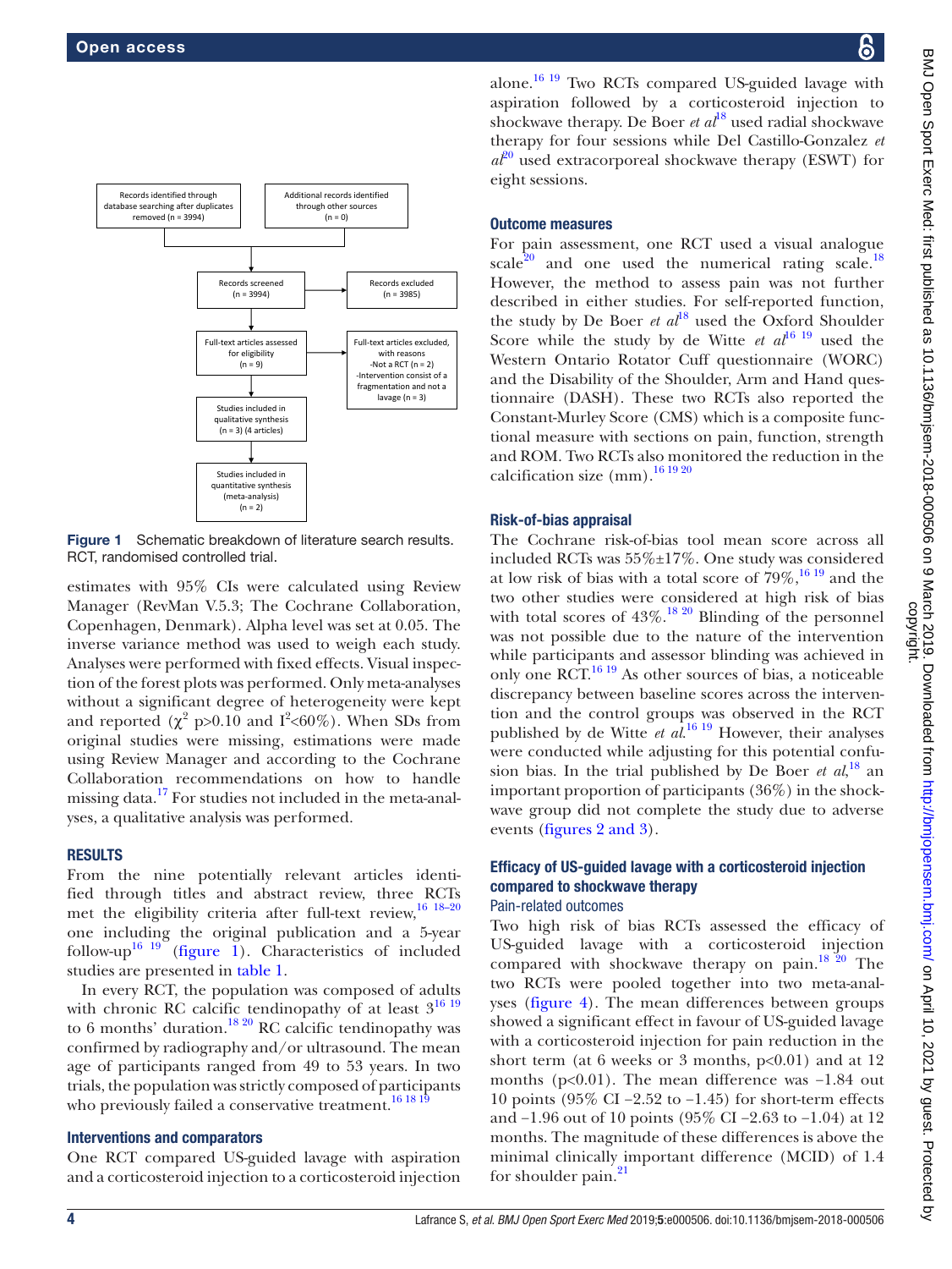Records identified through database searching after duplicates removed (n = 3994)

Additional records identified through other sources (n = 0)

Records screened (n = 3994)

Records excluded (n = 3985)

Full-text articles assessed for eligibility (n = 9)

Full-text articles excluded, with reasons
-Not a RCT (n = 2)
-Intervention consist of a fragmentation and not a lavage (n = 3)

Studies included in qualitative synthesis (n = 3) (4 articles)

Studies included in quantitative synthesis (meta-analysis) (n = 2)

**Figure 1** Schematic breakdown of literature search results. RCT, randomised controlled trial.

estimates with 95% CIs were calculated using Review Manager (RevMan V.5.3; The Cochrane Collaboration, Copenhagen, Denmark). Alpha level was set at 0.05. The inverse variance method was used to weigh each study. Analyses were performed with fixed effects. Visual inspection of the forest plots was performed. Only meta-analyses without a significant degree of heterogeneity were kept and reported ($\chi^2$ p>0.10 and $I^2$<60%). When SDs from original studies were missing, estimations were made using Review Manager and according to the Cochrane Collaboration recommendations on how to handle missing data.[17] For studies not included in the meta-analyses, a qualitative analysis was performed.

## RESULTS

From the nine potentially relevant articles identified through titles and abstract review, three RCTs met the eligibility criteria after full-text review,[16 18–20] one including the original publication and a 5-year follow-up[16 19] (figure 1). Characteristics of included studies are presented in table 1.

In every RCT, the population was composed of adults with chronic RC calcific tendinopathy of at least 3[16 19] to 6 months' duration.[18 20] RC calcific tendinopathy was confirmed by radiography and/or ultrasound. The mean age of participants ranged from 49 to 53 years. In two trials, the population was strictly composed of participants who previously failed a conservative treatment.[16 18 19]

### Interventions and comparators

One RCT compared US-guided lavage with aspiration and a corticosteroid injection to a corticosteroid injection alone.[16 19] Two RCTs compared US-guided lavage with aspiration followed by a corticosteroid injection to shockwave therapy. De Boer *et al*[18] used radial shockwave therapy for four sessions while Del Castillo-Gonzalez *et al*[20] used extracorporeal shockwave therapy (ESWT) for eight sessions.

### Outcome measures

For pain assessment, one RCT used a visual analogue scale[20] and one used the numerical rating scale.[18] However, the method to assess pain was not further described in either studies. For self-reported function, the study by De Boer *et al*[18] used the Oxford Shoulder Score while the study by de Witte *et al*[16 19] used the Western Ontario Rotator Cuff questionnaire (WORC) and the Disability of the Shoulder, Arm and Hand questionnaire (DASH). These two RCTs also reported the Constant-Murley Score (CMS) which is a composite functional measure with sections on pain, function, strength and ROM. Two RCTs also monitored the reduction in the calcification size (mm).[16 19 20]

### Risk-of-bias appraisal

The Cochrane risk-of-bias tool mean score across all included RCTs was 55%±17%. One study was considered at low risk of bias with a total score of 79%,[16 19] and the two other studies were considered at high risk of bias with total scores of 43%.[18 20] Blinding of the personnel was not possible due to the nature of the intervention while participants and assessor blinding was achieved in only one RCT.[16 19] As other sources of bias, a noticeable discrepancy between baseline scores across the intervention and the control groups was observed in the RCT published by de Witte *et al*.[16 19] However, their analyses were conducted while adjusting for this potential confusion bias. In the trial published by De Boer *et al*,[18] an important proportion of participants (36%) in the shockwave group did not complete the study due to adverse events (figures 2 and 3).

### Efficacy of US-guided lavage with a corticosteroid injection compared to shockwave therapy

#### Pain-related outcomes

Two high risk of bias RCTs assessed the efficacy of US-guided lavage with a corticosteroid injection compared with shockwave therapy on pain.[18 20] The two RCTs were pooled together into two meta-analyses (figure 4). The mean differences between groups showed a significant effect in favour of US-guided lavage with a corticosteroid injection for pain reduction in the short term (at 6 weeks or 3 months, p<0.01) and at 12 months (p<0.01). The mean difference was −1.84 out 10 points (95% CI −2.52 to −1.45) for short-term effects and −1.96 out of 10 points (95% CI −2.63 to −1.04) at 12 months. The magnitude of these differences is above the minimal clinically important difference (MCID) of 1.4 for shoulder pain.[21]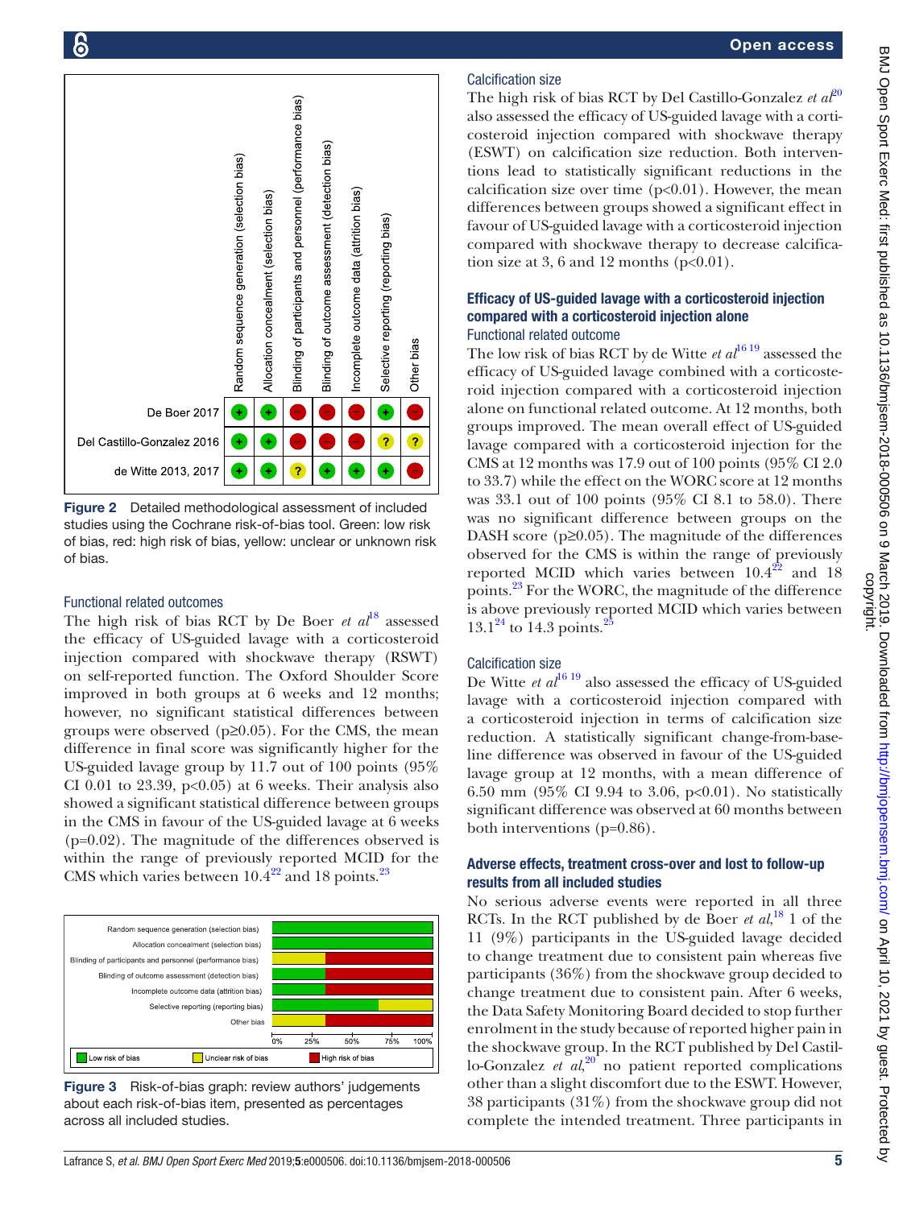| | Random sequence generation (selection bias) | Allocation concealment (selection bias) | Blinding of participants and personnel (performance bias) | Blinding of outcome assessment (detection bias) | Incomplete outcome data (attrition bias) | Selective reporting (reporting bias) | Other bias |
|---|---|---|---|---|---|---|---|
| De Boer 2017 | + | + | − | − | − | + | − |
| Del Castillo-Gonzalez 2016 | + | + | − | − | − | ? | ? |
| de Witte 2013, 2017 | + | + | ? | + | + | + | − |

**Figure 2** Detailed methodological assessment of included studies using the Cochrane risk-of-bias tool. Green: low risk of bias, red: high risk of bias, yellow: unclear or unknown risk of bias.

### Functional related outcomes

The high risk of bias RCT by De Boer *et al*[18] assessed the efficacy of US-guided lavage with a corticosteroid injection compared with shockwave therapy (RSWT) on self-reported function. The Oxford Shoulder Score improved in both groups at 6 weeks and 12 months; however, no significant statistical differences between groups were observed (p≥0.05). For the CMS, the mean difference in final score was significantly higher for the US-guided lavage group by 11.7 out of 100 points (95% CI 0.01 to 23.39, p<0.05) at 6 weeks. Their analysis also showed a significant statistical difference between groups in the CMS in favour of the US-guided lavage at 6 weeks (p=0.02). The magnitude of the differences observed is within the range of previously reported MCID for the CMS which varies between 10.4[22] and 18 points.[23]

| Risk-of-bias item | Low risk of bias | Unclear risk of bias | High risk of bias |
|---|---|---|---|
| Random sequence generation (selection bias) | 100% | | |
| Allocation concealment (selection bias) | 100% | | |
| Blinding of participants and personnel (performance bias) | | 33% | 67% |
| Blinding of outcome assessment (detection bias) | 33% | | 67% |
| Incomplete outcome data (attrition bias) | 33% | | 67% |
| Selective reporting (reporting bias) | 67% | 33% | |
| Other bias | | 33% | 67% |

**Figure 3** Risk-of-bias graph: review authors' judgements about each risk-of-bias item, presented as percentages across all included studies.

### Calcification size

The high risk of bias RCT by Del Castillo-Gonzalez *et al*[20] also assessed the efficacy of US-guided lavage with a corticosteroid injection compared with shockwave therapy (ESWT) on calcification size reduction. Both interventions lead to statistically significant reductions in the calcification size over time (p<0.01). However, the mean differences between groups showed a significant effect in favour of US-guided lavage with a corticosteroid injection compared with shockwave therapy to decrease calcification size at 3, 6 and 12 months (p<0.01).

## Efficacy of US-guided lavage with a corticosteroid injection compared with a corticosteroid injection alone

### Functional related outcome

The low risk of bias RCT by de Witte *et al*[16,19] assessed the efficacy of US-guided lavage combined with a corticosteroid injection compared with a corticosteroid injection alone on functional related outcome. At 12 months, both groups improved. The mean overall effect of US-guided lavage compared with a corticosteroid injection for the CMS at 12 months was 17.9 out of 100 points (95% CI 2.0 to 33.7) while the effect on the WORC score at 12 months was 33.1 out of 100 points (95% CI 8.1 to 58.0). There was no significant difference between groups on the DASH score (p≥0.05). The magnitude of the differences observed for the CMS is within the range of previously reported MCID which varies between 10.4[22] and 18 points.[23] For the WORC, the magnitude of the difference is above previously reported MCID which varies between 13.1[24] to 14.3 points.[25]

### Calcification size

De Witte *et al*[16,19] also assessed the efficacy of US-guided lavage with a corticosteroid injection compared with a corticosteroid injection in terms of calcification size reduction. A statistically significant change-from-baseline difference was observed in favour of the US-guided lavage group at 12 months, with a mean difference of 6.50 mm (95% CI 9.94 to 3.06, p<0.01). No statistically significant difference was observed at 60 months between both interventions (p=0.86).

## Adverse effects, treatment cross-over and lost to follow-up results from all included studies

No serious adverse events were reported in all three RCTs. In the RCT published by de Boer *et al*,[18] 1 of the 11 (9%) participants in the US-guided lavage decided to change treatment due to consistent pain whereas five participants (36%) from the shockwave group decided to change treatment due to consistent pain. After 6 weeks, the Data Safety Monitoring Board decided to stop further enrolment in the study because of reported higher pain in the shockwave group. In the RCT published by Del Castillo-Gonzalez *et al*,[20] no patient reported complications other than a slight discomfort due to the ESWT. However, 38 participants (31%) from the shockwave group did not complete the intended treatment. Three participants in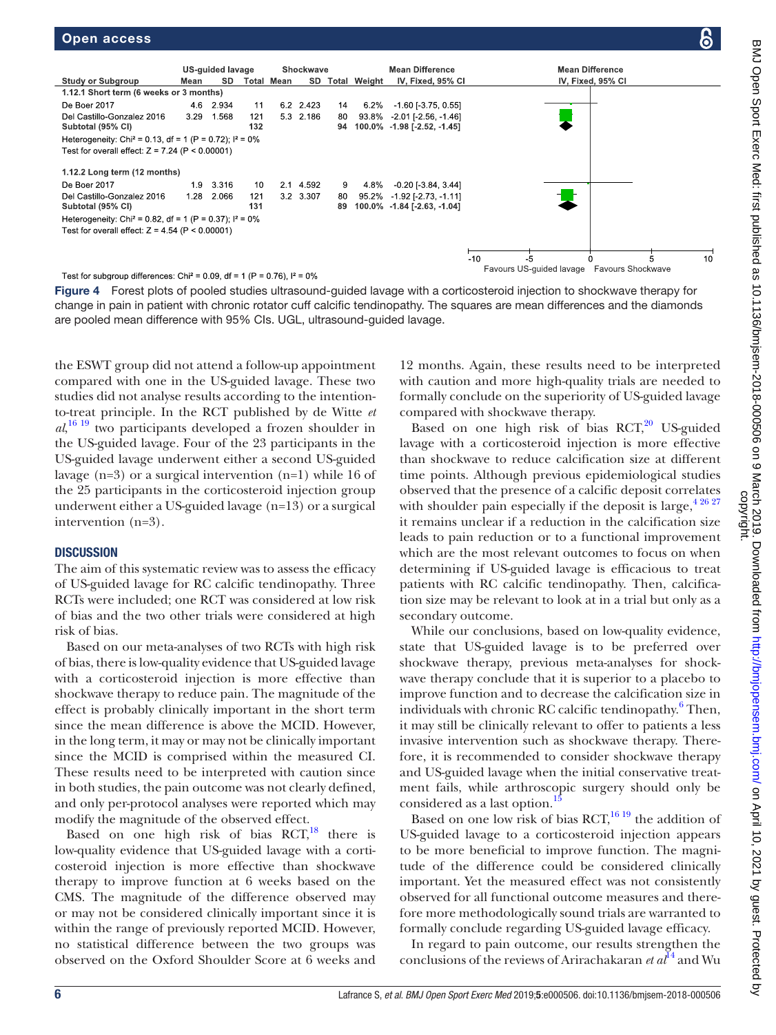| Study or Subgroup | US-guided lavage Mean | SD | Total | Shockwave Mean | SD | Total | Weight | Mean Difference IV, Fixed, 95% CI |
|---|---|---|---|---|---|---|---|---|
| **1.12.1 Short term (6 weeks or 3 months)** | | | | | | | | |
| De Boer 2017 | 4.6 | 2.934 | 11 | 6.2 | 2.423 | 14 | 6.2% | -1.60 [-3.75, 0.55] |
| Del Castillo-Gonzalez 2016 | 3.29 | 1.568 | 121 | 5.3 | 2.186 | 80 | 93.8% | -2.01 [-2.56, -1.46] |
| **Subtotal (95% CI)** | | | **132** | | | **94** | **100.0%** | **-1.98 [-2.52, -1.45]** |
| Heterogeneity: Chi² = 0.13, df = 1 (P = 0.72); I² = 0% | | | | | | | | |
| Test for overall effect: Z = 7.24 (P < 0.00001) | | | | | | | | |
| **1.12.2 Long term (12 months)** | | | | | | | | |
| De Boer 2017 | 1.9 | 3.316 | 10 | 2.1 | 4.592 | 9 | 4.8% | -0.20 [-3.84, 3.44] |
| Del Castillo-Gonzalez 2016 | 1.28 | 2.066 | 121 | 3.2 | 3.307 | 80 | 95.2% | -1.92 [-2.73, -1.11] |
| **Subtotal (95% CI)** | | | **131** | | | **89** | **100.0%** | **-1.84 [-2.63, -1.04]** |
| Heterogeneity: Chi² = 0.82, df = 1 (P = 0.37); I² = 0% | | | | | | | | |
| Test for overall effect: Z = 4.54 (P < 0.00001) | | | | | | | | |

Test for subgroup differences: Chi² = 0.09, df = 1 (P = 0.76), I² = 0%

Favours US-guided lavage / Favours Shockwave

**Figure 4** Forest plots of pooled studies ultrasound-guided lavage with a corticosteroid injection to shockwave therapy for change in pain in patient with chronic rotator cuff calcific tendinopathy. The squares are mean differences and the diamonds are pooled mean difference with 95% CIs. UGL, ultrasound-guided lavage.

the ESWT group did not attend a follow-up appointment compared with one in the US-guided lavage. These two studies did not analyse results according to the intention-to-treat principle. In the RCT published by de Witte *et al*,[16,19] two participants developed a frozen shoulder in the US-guided lavage. Four of the 23 participants in the US-guided lavage underwent either a second US-guided lavage (n=3) or a surgical intervention (n=1) while 16 of the 25 participants in the corticosteroid injection group underwent either a US-guided lavage (n=13) or a surgical intervention (n=3).

## DISCUSSION

The aim of this systematic review was to assess the efficacy of US-guided lavage for RC calcific tendinopathy. Three RCTs were included; one RCT was considered at low risk of bias and the two other trials were considered at high risk of bias.

Based on our meta-analyses of two RCTs with high risk of bias, there is low-quality evidence that US-guided lavage with a corticosteroid injection is more effective than shockwave therapy to reduce pain. The magnitude of the effect is probably clinically important in the short term since the mean difference is above the MCID. However, in the long term, it may or may not be clinically important since the MCID is comprised within the measured CI. These results need to be interpreted with caution since in both studies, the pain outcome was not clearly defined, and only per-protocol analyses were reported which may modify the magnitude of the observed effect.

Based on one high risk of bias RCT,[18] there is low-quality evidence that US-guided lavage with a corticosteroid injection is more effective than shockwave therapy to improve function at 6 weeks based on the CMS. The magnitude of the difference observed may or may not be considered clinically important since it is within the range of previously reported MCID. However, no statistical difference between the two groups was observed on the Oxford Shoulder Score at 6 weeks and 12 months. Again, these results need to be interpreted with caution and more high-quality trials are needed to formally conclude on the superiority of US-guided lavage compared with shockwave therapy.

Based on one high risk of bias RCT,[20] US-guided lavage with a corticosteroid injection is more effective than shockwave to reduce calcification size at different time points. Although previous epidemiological studies observed that the presence of a calcific deposit correlates with shoulder pain especially if the deposit is large,[4,26,27] it remains unclear if a reduction in the calcification size leads to pain reduction or to a functional improvement which are the most relevant outcomes to focus on when determining if US-guided lavage is efficacious to treat patients with RC calcific tendinopathy. Then, calcification size may be relevant to look at in a trial but only as a secondary outcome.

While our conclusions, based on low-quality evidence, state that US-guided lavage is to be preferred over shockwave therapy, previous meta-analyses for shockwave therapy conclude that it is superior to a placebo to improve function and to decrease the calcification size in individuals with chronic RC calcific tendinopathy.[6] Then, it may still be clinically relevant to offer to patients a less invasive intervention such as shockwave therapy. Therefore, it is recommended to consider shockwave therapy and US-guided lavage when the initial conservative treatment fails, while arthroscopic surgery should only be considered as a last option.[15]

Based on one low risk of bias RCT,[16,19] the addition of US-guided lavage to a corticosteroid injection appears to be more beneficial to improve function. The magnitude of the difference could be considered clinically important. Yet the measured effect was not consistently observed for all functional outcome measures and therefore more methodologically sound trials are warranted to formally conclude regarding US-guided lavage efficacy.

In regard to pain outcome, our results strengthen the conclusions of the reviews of Arirachakaran *et al*[14] and Wu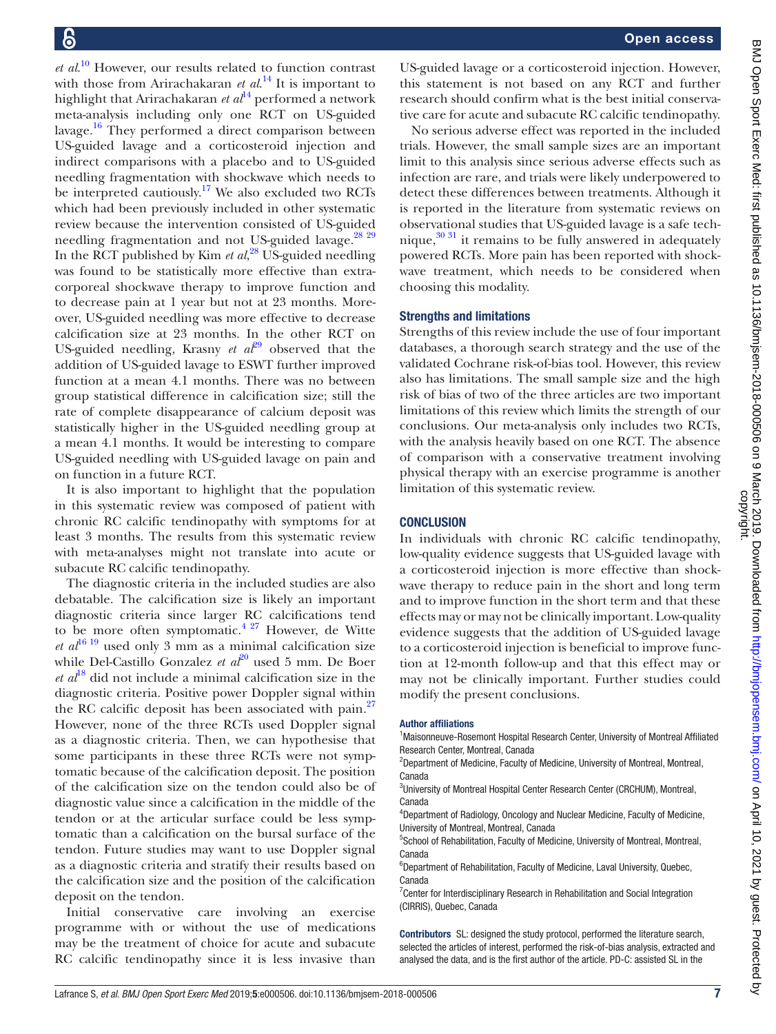*et al*.[10] However, our results related to function contrast with those from Arirachakaran *et al*.[14] It is important to highlight that Arirachakaran *et al*[14] performed a network meta-analysis including only one RCT on US-guided lavage.[16] They performed a direct comparison between US-guided lavage and a corticosteroid injection and indirect comparisons with a placebo and to US-guided needling fragmentation with shockwave which needs to be interpreted cautiously.[17] We also excluded two RCTs which had been previously included in other systematic review because the intervention consisted of US-guided needling fragmentation and not US-guided lavage.[28 29] In the RCT published by Kim *et al*,[28] US-guided needling was found to be statistically more effective than extracorporeal shockwave therapy to improve function and to decrease pain at 1 year but not at 23 months. Moreover, US-guided needling was more effective to decrease calcification size at 23 months. In the other RCT on US-guided needling, Krasny *et al*[29] observed that the addition of US-guided lavage to ESWT further improved function at a mean 4.1 months. There was no between group statistical difference in calcification size; still the rate of complete disappearance of calcium deposit was statistically higher in the US-guided needling group at a mean 4.1 months. It would be interesting to compare US-guided needling with US-guided lavage on pain and on function in a future RCT.

It is also important to highlight that the population in this systematic review was composed of patient with chronic RC calcific tendinopathy with symptoms for at least 3 months. The results from this systematic review with meta-analyses might not translate into acute or subacute RC calcific tendinopathy.

The diagnostic criteria in the included studies are also debatable. The calcification size is likely an important diagnostic criteria since larger RC calcifications tend to be more often symptomatic.[4 27] However, de Witte *et al*[16 19] used only 3 mm as a minimal calcification size while Del-Castillo Gonzalez *et al*[20] used 5 mm. De Boer *et al*[18] did not include a minimal calcification size in the diagnostic criteria. Positive power Doppler signal within the RC calcific deposit has been associated with pain.[27] However, none of the three RCTs used Doppler signal as a diagnostic criteria. Then, we can hypothesise that some participants in these three RCTs were not symptomatic because of the calcification deposit. The position of the calcification size on the tendon could also be of diagnostic value since a calcification in the middle of the tendon or at the articular surface could be less symptomatic than a calcification on the bursal surface of the tendon. Future studies may want to use Doppler signal as a diagnostic criteria and stratify their results based on the calcification size and the position of the calcification deposit on the tendon.

Initial conservative care involving an exercise programme with or without the use of medications may be the treatment of choice for acute and subacute RC calcific tendinopathy since it is less invasive than US-guided lavage or a corticosteroid injection. However, this statement is not based on any RCT and further research should confirm what is the best initial conservative care for acute and subacute RC calcific tendinopathy.

No serious adverse effect was reported in the included trials. However, the small sample sizes are an important limit to this analysis since serious adverse effects such as infection are rare, and trials were likely underpowered to detect these differences between treatments. Although it is reported in the literature from systematic reviews on observational studies that US-guided lavage is a safe technique,[30 31] it remains to be fully answered in adequately powered RCTs. More pain has been reported with shockwave treatment, which needs to be considered when choosing this modality.

### Strengths and limitations

Strengths of this review include the use of four important databases, a thorough search strategy and the use of the validated Cochrane risk-of-bias tool. However, this review also has limitations. The small sample size and the high risk of bias of two of the three articles are two important limitations of this review which limits the strength of our conclusions. Our meta-analysis only includes two RCTs, with the analysis heavily based on one RCT. The absence of comparison with a conservative treatment involving physical therapy with an exercise programme is another limitation of this systematic review.

## CONCLUSION

In individuals with chronic RC calcific tendinopathy, low-quality evidence suggests that US-guided lavage with a corticosteroid injection is more effective than shockwave therapy to reduce pain in the short and long term and to improve function in the short term and that these effects may or may not be clinically important. Low-quality evidence suggests that the addition of US-guided lavage to a corticosteroid injection is beneficial to improve function at 12-month follow-up and that this effect may or may not be clinically important. Further studies could modify the present conclusions.

**Author affiliations**

[1]Maisonneuve-Rosemont Hospital Research Center, University of Montreal Affiliated Research Center, Montreal, Canada
[2]Department of Medicine, Faculty of Medicine, University of Montreal, Montreal, Canada
[3]University of Montreal Hospital Center Research Center (CRCHUM), Montreal, Canada
[4]Department of Radiology, Oncology and Nuclear Medicine, Faculty of Medicine, University of Montreal, Montreal, Canada
[5]School of Rehabilitation, Faculty of Medicine, University of Montreal, Montreal, Canada
[6]Department of Rehabilitation, Faculty of Medicine, Laval University, Quebec, Canada
[7]Center for Interdisciplinary Research in Rehabilitation and Social Integration (CIRRIS), Quebec, Canada

**Contributors** SL: designed the study protocol, performed the literature search, selected the articles of interest, performed the risk-of-bias analysis, extracted and analysed the data, and is the first author of the article. PD-C: assisted SL in the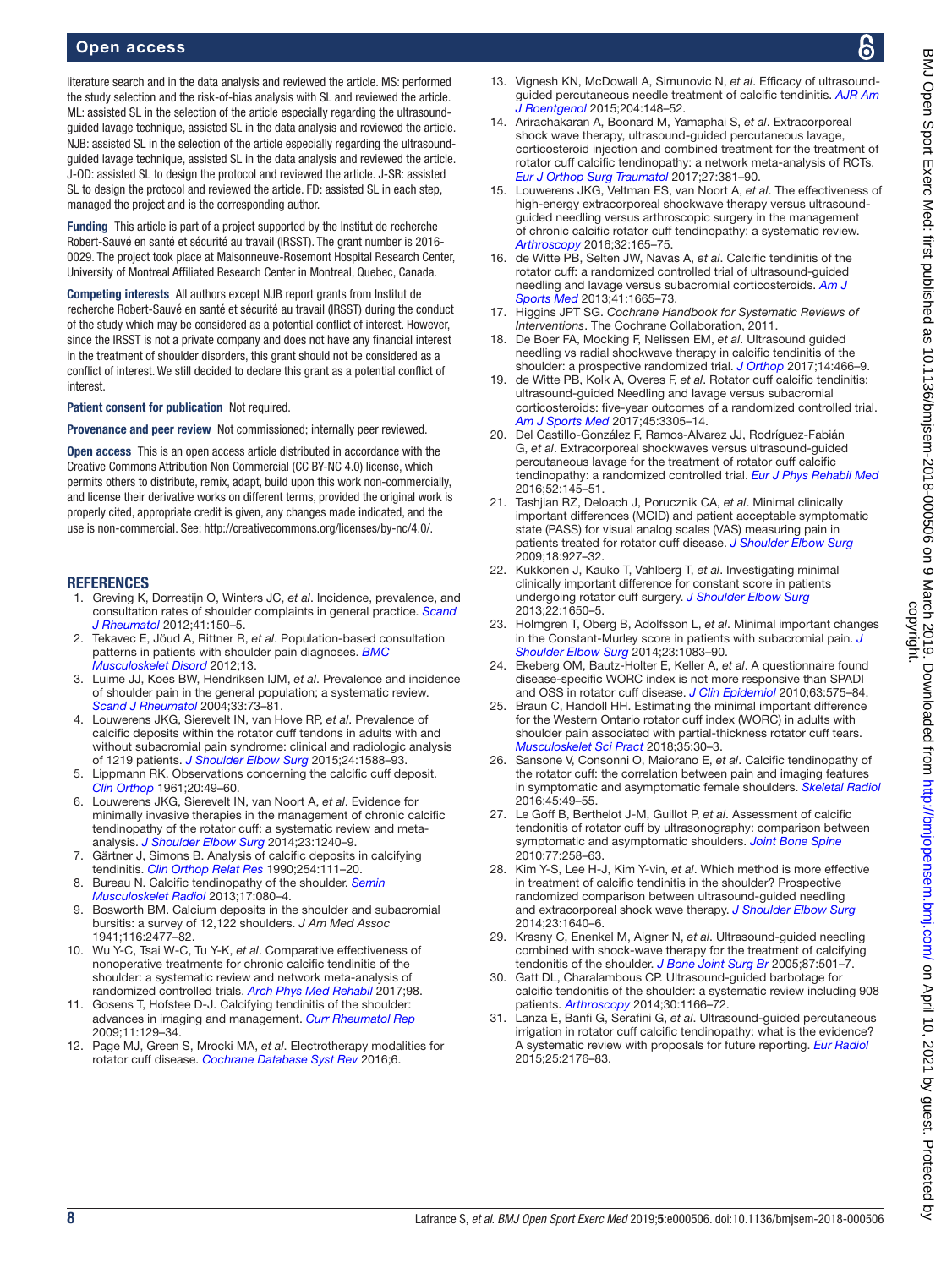literature search and in the data analysis and reviewed the article. MS: performed the study selection and the risk-of-bias analysis with SL and reviewed the article. ML: assisted SL in the selection of the article especially regarding the ultrasound-guided lavage technique, assisted SL in the data analysis and reviewed the article. NJB: assisted SL in the selection of the article especially regarding the ultrasound-guided lavage technique, assisted SL in the data analysis and reviewed the article. J-OD: assisted SL to design the protocol and reviewed the article. J-SR: assisted SL to design the protocol and reviewed the article. FD: assisted SL in each step, managed the project and is the corresponding author.

**Funding** This article is part of a project supported by the Institut de recherche Robert-Sauvé en santé et sécurité au travail (IRSST). The grant number is 2016-0029. The project took place at Maisonneuve-Rosemont Hospital Research Center, University of Montreal Affiliated Research Center in Montreal, Quebec, Canada.

**Competing interests** All authors except NJB report grants from Institut de recherche Robert-Sauvé en santé et sécurité au travail (IRSST) during the conduct of the study which may be considered as a potential conflict of interest. However, since the IRSST is not a private company and does not have any financial interest in the treatment of shoulder disorders, this grant should not be considered as a conflict of interest. We still decided to declare this grant as a potential conflict of interest.

**Patient consent for publication** Not required.

**Provenance and peer review** Not commissioned; internally peer reviewed.

**Open access** This is an open access article distributed in accordance with the Creative Commons Attribution Non Commercial (CC BY-NC 4.0) license, which permits others to distribute, remix, adapt, build upon this work non-commercially, and license their derivative works on different terms, provided the original work is properly cited, appropriate credit is given, any changes made indicated, and the use is non-commercial. See: http://creativecommons.org/licenses/by-nc/4.0/.

## REFERENCES

1. Greving K, Dorrestijn O, Winters JC, *et al*. Incidence, prevalence, and consultation rates of shoulder complaints in general practice. *Scand J Rheumatol* 2012;41:150–5.
2. Tekavec E, Jöud A, Rittner R, *et al*. Population-based consultation patterns in patients with shoulder pain diagnoses. *BMC Musculoskelet Disord* 2012;13.
3. Luime JJ, Koes BW, Hendriksen IJM, *et al*. Prevalence and incidence of shoulder pain in the general population; a systematic review. *Scand J Rheumatol* 2004;33:73–81.
4. Louwerens JKG, Sierevelt IN, van Hove RP, *et al*. Prevalence of calcific deposits within the rotator cuff tendons in adults with and without subacromial pain syndrome: clinical and radiologic analysis of 1219 patients. *J Shoulder Elbow Surg* 2015;24:1588–93.
5. Lippmann RK. Observations concerning the calcific cuff deposit. *Clin Orthop* 1961;20:49–60.
6. Louwerens JKG, Sierevelt IN, van Noort A, *et al*. Evidence for minimally invasive therapies in the management of chronic calcific tendinopathy of the rotator cuff: a systematic review and meta-analysis. *J Shoulder Elbow Surg* 2014;23:1240–9.
7. Gärtner J, Simons B. Analysis of calcific deposits in calcifying tendinitis. *Clin Orthop Relat Res* 1990;254:111–20.
8. Bureau N. Calcific tendinopathy of the shoulder. *Semin Musculoskelet Radiol* 2013;17:080–4.
9. Bosworth BM. Calcium deposits in the shoulder and subacromial bursitis: a survey of 12,122 shoulders. *J Am Med Assoc* 1941;116:2477–82.
10. Wu Y-C, Tsai W-C, Tu Y-K, *et al*. Comparative effectiveness of nonoperative treatments for chronic calcific tendinitis of the shoulder: a systematic review and network meta-analysis of randomized controlled trials. *Arch Phys Med Rehabil* 2017;98.
11. Gosens T, Hofstee D-J. Calcifying tendinitis of the shoulder: advances in imaging and management. *Curr Rheumatol Rep* 2009;11:129–34.
12. Page MJ, Green S, Mrocki MA, *et al*. Electrotherapy modalities for rotator cuff disease. *Cochrane Database Syst Rev* 2016;6.
13. Vignesh KN, McDowall A, Simunovic N, *et al*. Efficacy of ultrasound-guided percutaneous needle treatment of calcific tendinitis. *AJR Am J Roentgenol* 2015;204:148–52.
14. Arirachakaran A, Boonard M, Yamaphai S, *et al*. Extracorporeal shock wave therapy, ultrasound-guided percutaneous lavage, corticosteroid injection and combined treatment for the treatment of rotator cuff calcific tendinopathy: a network meta-analysis of RCTs. *Eur J Orthop Surg Traumatol* 2017;27:381–90.
15. Louwerens JKG, Veltman ES, van Noort A, *et al*. The effectiveness of high-energy extracorporeal shockwave therapy versus ultrasound-guided needling versus arthroscopic surgery in the management of chronic calcific rotator cuff tendinopathy: a systematic review. *Arthroscopy* 2016;32:165–75.
16. de Witte PB, Selten JW, Navas A, *et al*. Calcific tendinitis of the rotator cuff: a randomized controlled trial of ultrasound-guided needling and lavage versus subacromial corticosteroids. *Am J Sports Med* 2013;41:1665–73.
17. Higgins JPT SG. *Cochrane Handbook for Systematic Reviews of Interventions*. The Cochrane Collaboration, 2011.
18. De Boer FA, Mocking F, Nelissen EM, *et al*. Ultrasound guided needling vs radial shockwave therapy in calcific tendinitis of the shoulder: a prospective randomized trial. *J Orthop* 2017;14:466–9.
19. de Witte PB, Kolk A, Overes F, *et al*. Rotator cuff calcific tendinitis: ultrasound-guided Needling and lavage versus subacromial corticosteroids: five-year outcomes of a randomized controlled trial. *Am J Sports Med* 2017;45:3305–14.
20. Del Castillo-González F, Ramos-Alvarez JJ, Rodríguez-Fabián G, *et al*. Extracorporeal shockwaves versus ultrasound-guided percutaneous lavage for the treatment of rotator cuff calcific tendinopathy: a randomized controlled trial. *Eur J Phys Rehabil Med* 2016;52:145–51.
21. Tashjian RZ, Deloach J, Porucznik CA, *et al*. Minimal clinically important differences (MCID) and patient acceptable symptomatic state (PASS) for visual analog scales (VAS) measuring pain in patients treated for rotator cuff disease. *J Shoulder Elbow Surg* 2009;18:927–32.
22. Kukkonen J, Kauko T, Vahlberg T, *et al*. Investigating minimal clinically important difference for constant score in patients undergoing rotator cuff surgery. *J Shoulder Elbow Surg* 2013;22:1650–5.
23. Holmgren T, Oberg B, Adolfsson L, *et al*. Minimal important changes in the Constant-Murley score in patients with subacromial pain. *J Shoulder Elbow Surg* 2014;23:1083–90.
24. Ekeberg OM, Bautz-Holter E, Keller A, *et al*. A questionnaire found disease-specific WORC index is not more responsive than SPADI and OSS in rotator cuff disease. *J Clin Epidemiol* 2010;63:575–84.
25. Braun C, Handoll HH. Estimating the minimal important difference for the Western Ontario rotator cuff index (WORC) in adults with shoulder pain associated with partial-thickness rotator cuff tears. *Musculoskelet Sci Pract* 2018;35:30–3.
26. Sansone V, Consonni O, Maiorano E, *et al*. Calcific tendinopathy of the rotator cuff: the correlation between pain and imaging features in symptomatic and asymptomatic female shoulders. *Skeletal Radiol* 2016;45:49–55.
27. Le Goff B, Berthelot J-M, Guillot P, *et al*. Assessment of calcific tendonitis of rotator cuff by ultrasonography: comparison between symptomatic and asymptomatic shoulders. *Joint Bone Spine* 2010;77:258–63.
28. Kim Y-S, Lee H-J, Kim Y-vin, *et al*. Which method is more effective in treatment of calcific tendinitis in the shoulder? Prospective randomized comparison between ultrasound-guided needling and extracorporeal shock wave therapy. *J Shoulder Elbow Surg* 2014;23:1640–6.
29. Krasny C, Enenkel M, Aigner N, *et al*. Ultrasound-guided needling combined with shock-wave therapy for the treatment of calcifying tendonitis of the shoulder. *J Bone Joint Surg Br* 2005;87:501–7.
30. Gatt DL, Charalambous CP. Ultrasound-guided barbotage for calcific tendonitis of the shoulder: a systematic review including 908 patients. *Arthroscopy* 2014;30:1166–72.
31. Lanza E, Banfi G, Serafini G, *et al*. Ultrasound-guided percutaneous irrigation in rotator cuff calcific tendinopathy: what is the evidence? A systematic review with proposals for future reporting. *Eur Radiol* 2015;25:2176–83.